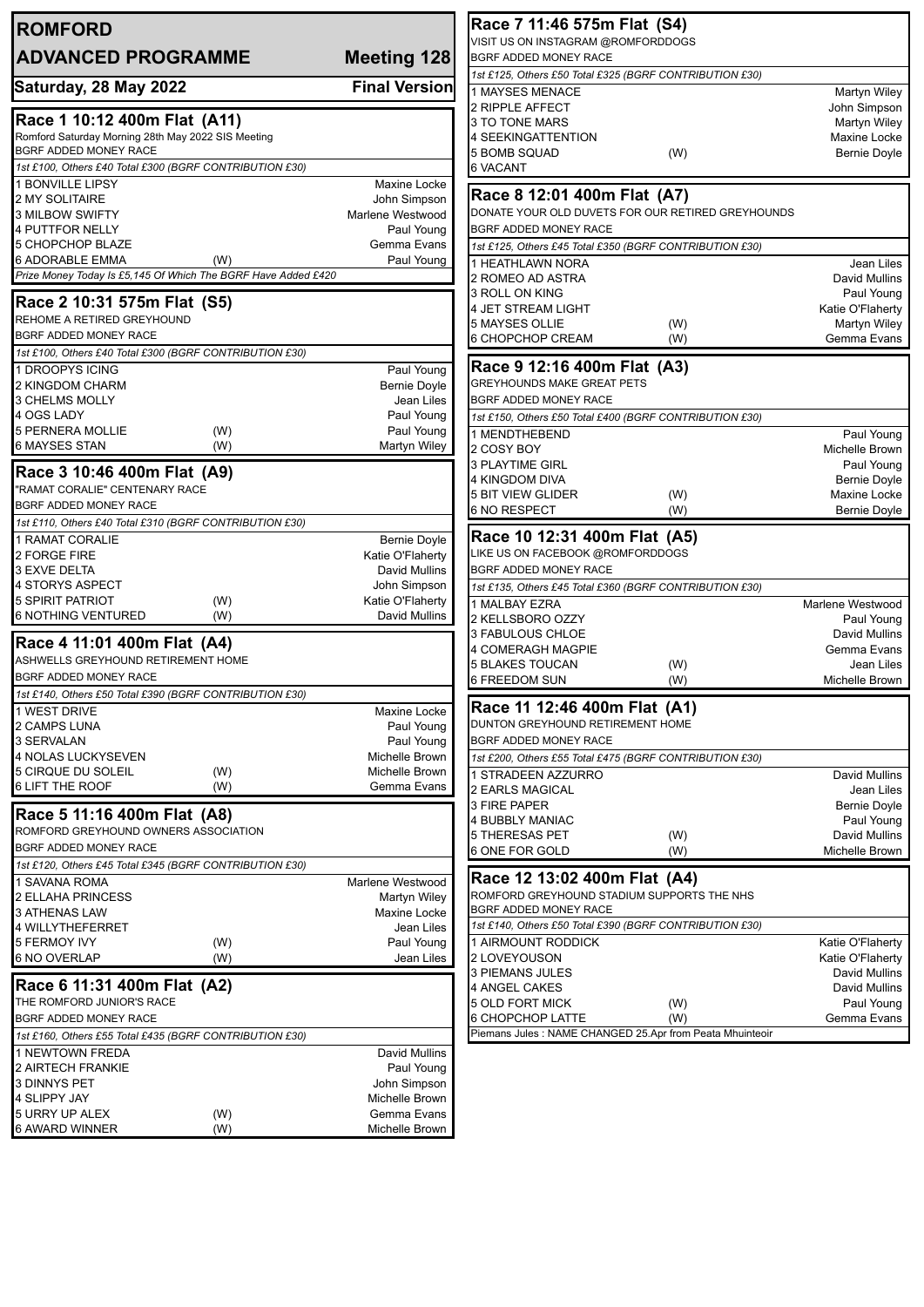# ROMFORD

## ADVANCED PROGRAMME — Meeting 128

**Saturday, 28 May 2022** — **Final Version**

### Race 1 10:12 400m Flat (A11)

Romford Saturday Morning 28th May 2022 SIS Meeting
BGRF ADDED MONEY RACE

*1st £100, Others £40 Total £300 (BGRF CONTRIBUTION £30)*

| | | |
|---|---|---|
| 1 BONVILLE LIPSY | | Maxine Locke |
| 2 MY SOLITAIRE | | John Simpson |
| 3 MILBOW SWIFTY | | Marlene Westwood |
| 4 PUTTFOR NELLY | | Paul Young |
| 5 CHOPCHOP BLAZE | | Gemma Evans |
| 6 ADORABLE EMMA | (W) | Paul Young |

*Prize Money Today Is £5,145 Of Which The BGRF Have Added £420*

### Race 2 10:31 575m Flat (S5)

REHOME A RETIRED GREYHOUND
BGRF ADDED MONEY RACE

*1st £100, Others £40 Total £300 (BGRF CONTRIBUTION £30)*

| | | |
|---|---|---|
| 1 DROOPYS ICING | | Paul Young |
| 2 KINGDOM CHARM | | Bernie Doyle |
| 3 CHELMS MOLLY | | Jean Liles |
| 4 OGS LADY | | Paul Young |
| 5 PERNERA MOLLIE | (W) | Paul Young |
| 6 MAYSES STAN | (W) | Martyn Wiley |

### Race 3 10:46 400m Flat (A9)

"RAMAT CORALIE" CENTENARY RACE
BGRF ADDED MONEY RACE

*1st £110, Others £40 Total £310 (BGRF CONTRIBUTION £30)*

| | | |
|---|---|---|
| 1 RAMAT CORALIE | | Bernie Doyle |
| 2 FORGE FIRE | | Katie O'Flaherty |
| 3 EXVE DELTA | | David Mullins |
| 4 STORYS ASPECT | | John Simpson |
| 5 SPIRIT PATRIOT | (W) | Katie O'Flaherty |
| 6 NOTHING VENTURED | (W) | David Mullins |

### Race 4 11:01 400m Flat (A4)

ASHWELLS GREYHOUND RETIREMENT HOME
BGRF ADDED MONEY RACE

*1st £140, Others £50 Total £390 (BGRF CONTRIBUTION £30)*

| | | |
|---|---|---|
| 1 WEST DRIVE | | Maxine Locke |
| 2 CAMPS LUNA | | Paul Young |
| 3 SERVALAN | | Paul Young |
| 4 NOLAS LUCKYSEVEN | | Michelle Brown |
| 5 CIRQUE DU SOLEIL | (W) | Michelle Brown |
| 6 LIFT THE ROOF | (W) | Gemma Evans |

### Race 5 11:16 400m Flat (A8)

ROMFORD GREYHOUND OWNERS ASSOCIATION
BGRF ADDED MONEY RACE

*1st £120, Others £45 Total £345 (BGRF CONTRIBUTION £30)*

| | | |
|---|---|---|
| 1 SAVANA ROMA | | Marlene Westwood |
| 2 ELLAHA PRINCESS | | Martyn Wiley |
| 3 ATHENAS LAW | | Maxine Locke |
| 4 WILLYTHEFERRET | | Jean Liles |
| 5 FERMOY IVY | (W) | Paul Young |
| 6 NO OVERLAP | (W) | Jean Liles |

### Race 6 11:31 400m Flat (A2)

THE ROMFORD JUNIOR'S RACE
BGRF ADDED MONEY RACE

*1st £160, Others £55 Total £435 (BGRF CONTRIBUTION £30)*

| | | |
|---|---|---|
| 1 NEWTOWN FREDA | | David Mullins |
| 2 AIRTECH FRANKIE | | Paul Young |
| 3 DINNYS PET | | John Simpson |
| 4 SLIPPY JAY | | Michelle Brown |
| 5 URRY UP ALEX | (W) | Gemma Evans |
| 6 AWARD WINNER | (W) | Michelle Brown |

### Race 7 11:46 575m Flat (S4)

VISIT US ON INSTAGRAM @ROMFORDDOGS
BGRF ADDED MONEY RACE

*1st £125, Others £50 Total £325 (BGRF CONTRIBUTION £30)*

| | | |
|---|---|---|
| 1 MAYSES MENACE | | Martyn Wiley |
| 2 RIPPLE AFFECT | | John Simpson |
| 3 TO TONE MARS | | Martyn Wiley |
| 4 SEEKINGATTENTION | | Maxine Locke |
| 5 BOMB SQUAD | (W) | Bernie Doyle |
| 6 VACANT | | |

### Race 8 12:01 400m Flat (A7)

DONATE YOUR OLD DUVETS FOR OUR RETIRED GREYHOUNDS
BGRF ADDED MONEY RACE

*1st £125, Others £45 Total £350 (BGRF CONTRIBUTION £30)*

| | | |
|---|---|---|
| 1 HEATHLAWN NORA | | Jean Liles |
| 2 ROMEO AD ASTRA | | David Mullins |
| 3 ROLL ON KING | | Paul Young |
| 4 JET STREAM LIGHT | | Katie O'Flaherty |
| 5 MAYSES OLLIE | (W) | Martyn Wiley |
| 6 CHOPCHOP CREAM | (W) | Gemma Evans |

### Race 9 12:16 400m Flat (A3)

GREYHOUNDS MAKE GREAT PETS
BGRF ADDED MONEY RACE

*1st £150, Others £50 Total £400 (BGRF CONTRIBUTION £30)*

| | | |
|---|---|---|
| 1 MENDTHEBEND | | Paul Young |
| 2 COSY BOY | | Michelle Brown |
| 3 PLAYTIME GIRL | | Paul Young |
| 4 KINGDOM DIVA | | Bernie Doyle |
| 5 BIT VIEW GLIDER | (W) | Maxine Locke |
| 6 NO RESPECT | (W) | Bernie Doyle |

### Race 10 12:31 400m Flat (A5)

LIKE US ON FACEBOOK @ROMFORDDOGS
BGRF ADDED MONEY RACE

*1st £135, Others £45 Total £360 (BGRF CONTRIBUTION £30)*

| | | |
|---|---|---|
| 1 MALBAY EZRA | | Marlene Westwood |
| 2 KELLSBORO OZZY | | Paul Young |
| 3 FABULOUS CHLOE | | David Mullins |
| 4 COMERAGH MAGPIE | | Gemma Evans |
| 5 BLAKES TOUCAN | (W) | Jean Liles |
| 6 FREEDOM SUN | (W) | Michelle Brown |

### Race 11 12:46 400m Flat (A1)

DUNTON GREYHOUND RETIREMENT HOME
BGRF ADDED MONEY RACE

*1st £200, Others £55 Total £475 (BGRF CONTRIBUTION £30)*

| | | |
|---|---|---|
| 1 STRADEEN AZZURRO | | David Mullins |
| 2 EARLS MAGICAL | | Jean Liles |
| 3 FIRE PAPER | | Bernie Doyle |
| 4 BUBBLY MANIAC | | Paul Young |
| 5 THERESAS PET | (W) | David Mullins |
| 6 ONE FOR GOLD | (W) | Michelle Brown |

### Race 12 13:02 400m Flat (A4)

ROMFORD GREYHOUND STADIUM SUPPORTS THE NHS
BGRF ADDED MONEY RACE

*1st £140, Others £50 Total £390 (BGRF CONTRIBUTION £30)*

| | | |
|---|---|---|
| 1 AIRMOUNT RODDICK | | Katie O'Flaherty |
| 2 LOVEYOUSON | | Katie O'Flaherty |
| 3 PIEMANS JULES | | David Mullins |
| 4 ANGEL CAKES | | David Mullins |
| 5 OLD FORT MICK | (W) | Paul Young |
| 6 CHOPCHOP LATTE | (W) | Gemma Evans |

Piemans Jules : NAME CHANGED 25.Apr from Peata Mhuinteoir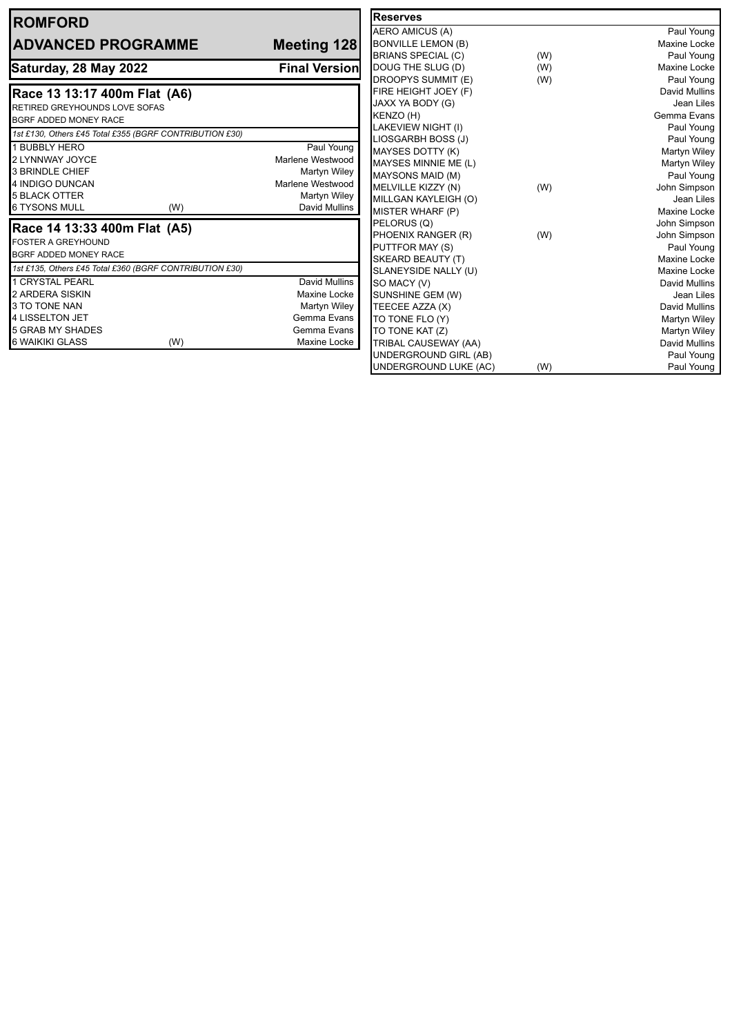# ROMFORD

## ADVANCED PROGRAMME — Meeting 128

**Saturday, 28 May 2022** — **Final Version**

### Race 13 13:17 400m Flat (A6)

RETIRED GREYHOUNDS LOVE SOFAS

BGRF ADDED MONEY RACE

*1st £130, Others £45 Total £355 (BGRF CONTRIBUTION £30)*

| | | |
|---|---|---|
| 1 BUBBLY HERO | | Paul Young |
| 2 LYNNWAY JOYCE | | Marlene Westwood |
| 3 BRINDLE CHIEF | | Martyn Wiley |
| 4 INDIGO DUNCAN | | Marlene Westwood |
| 5 BLACK OTTER | | Martyn Wiley |
| 6 TYSONS MULL | (W) | David Mullins |

### Race 14 13:33 400m Flat (A5)

FOSTER A GREYHOUND

BGRF ADDED MONEY RACE

*1st £135, Others £45 Total £360 (BGRF CONTRIBUTION £30)*

| | | |
|---|---|---|
| 1 CRYSTAL PEARL | | David Mullins |
| 2 ARDERA SISKIN | | Maxine Locke |
| 3 TO TONE NAN | | Martyn Wiley |
| 4 LISSELTON JET | | Gemma Evans |
| 5 GRAB MY SHADES | | Gemma Evans |
| 6 WAIKIKI GLASS | (W) | Maxine Locke |

### Reserves

| | | |
|---|---|---|
| AERO AMICUS (A) | | Paul Young |
| BONVILLE LEMON (B) | | Maxine Locke |
| BRIANS SPECIAL (C) | (W) | Paul Young |
| DOUG THE SLUG (D) | (W) | Maxine Locke |
| DROOPYS SUMMIT (E) | (W) | Paul Young |
| FIRE HEIGHT JOEY (F) | | David Mullins |
| JAXX YA BODY (G) | | Jean Liles |
| KENZO (H) | | Gemma Evans |
| LAKEVIEW NIGHT (I) | | Paul Young |
| LIOSGARBH BOSS (J) | | Paul Young |
| MAYSES DOTTY (K) | | Martyn Wiley |
| MAYSES MINNIE ME (L) | | Martyn Wiley |
| MAYSONS MAID (M) | | Paul Young |
| MELVILLE KIZZY (N) | (W) | John Simpson |
| MILLGAN KAYLEIGH (O) | | Jean Liles |
| MISTER WHARF (P) | | Maxine Locke |
| PELORUS (Q) | | John Simpson |
| PHOENIX RANGER (R) | (W) | John Simpson |
| PUTTFOR MAY (S) | | Paul Young |
| SKEARD BEAUTY (T) | | Maxine Locke |
| SLANEYSIDE NALLY (U) | | Maxine Locke |
| SO MACY (V) | | David Mullins |
| SUNSHINE GEM (W) | | Jean Liles |
| TEECEE AZZA (X) | | David Mullins |
| TO TONE FLO (Y) | | Martyn Wiley |
| TO TONE KAT (Z) | | Martyn Wiley |
| TRIBAL CAUSEWAY (AA) | | David Mullins |
| UNDERGROUND GIRL (AB) | | Paul Young |
| UNDERGROUND LUKE (AC) | (W) | Paul Young |